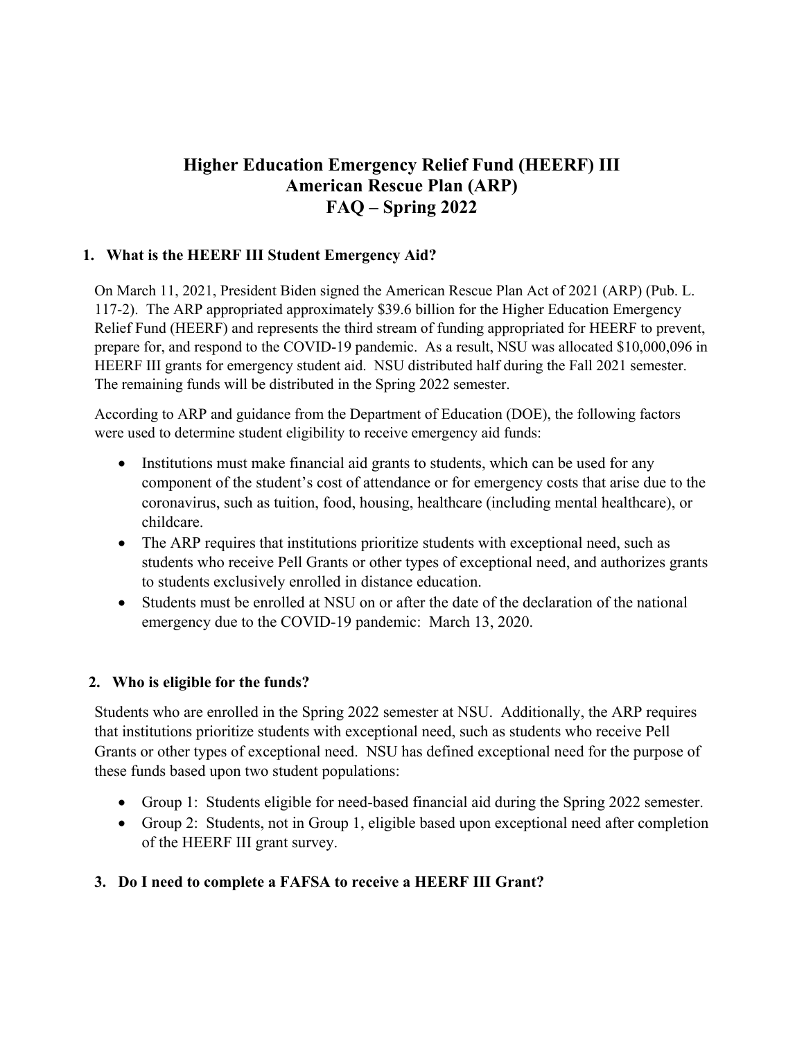# Higher Education Emergency Relief Fund (HEERF) III
# American Rescue Plan (ARP)
# FAQ – Spring 2022

## 1. What is the HEERF III Student Emergency Aid?

On March 11, 2021, President Biden signed the American Rescue Plan Act of 2021 (ARP) (Pub. L. 117-2). The ARP appropriated approximately $39.6 billion for the Higher Education Emergency Relief Fund (HEERF) and represents the third stream of funding appropriated for HEERF to prevent, prepare for, and respond to the COVID-19 pandemic. As a result, NSU was allocated $10,000,096 in HEERF III grants for emergency student aid. NSU distributed half during the Fall 2021 semester. The remaining funds will be distributed in the Spring 2022 semester.

According to ARP and guidance from the Department of Education (DOE), the following factors were used to determine student eligibility to receive emergency aid funds:

- Institutions must make financial aid grants to students, which can be used for any component of the student's cost of attendance or for emergency costs that arise due to the coronavirus, such as tuition, food, housing, healthcare (including mental healthcare), or childcare.
- The ARP requires that institutions prioritize students with exceptional need, such as students who receive Pell Grants or other types of exceptional need, and authorizes grants to students exclusively enrolled in distance education.
- Students must be enrolled at NSU on or after the date of the declaration of the national emergency due to the COVID-19 pandemic: March 13, 2020.

## 2. Who is eligible for the funds?

Students who are enrolled in the Spring 2022 semester at NSU. Additionally, the ARP requires that institutions prioritize students with exceptional need, such as students who receive Pell Grants or other types of exceptional need. NSU has defined exceptional need for the purpose of these funds based upon two student populations:

- Group 1: Students eligible for need-based financial aid during the Spring 2022 semester.
- Group 2: Students, not in Group 1, eligible based upon exceptional need after completion of the HEERF III grant survey.

## 3. Do I need to complete a FAFSA to receive a HEERF III Grant?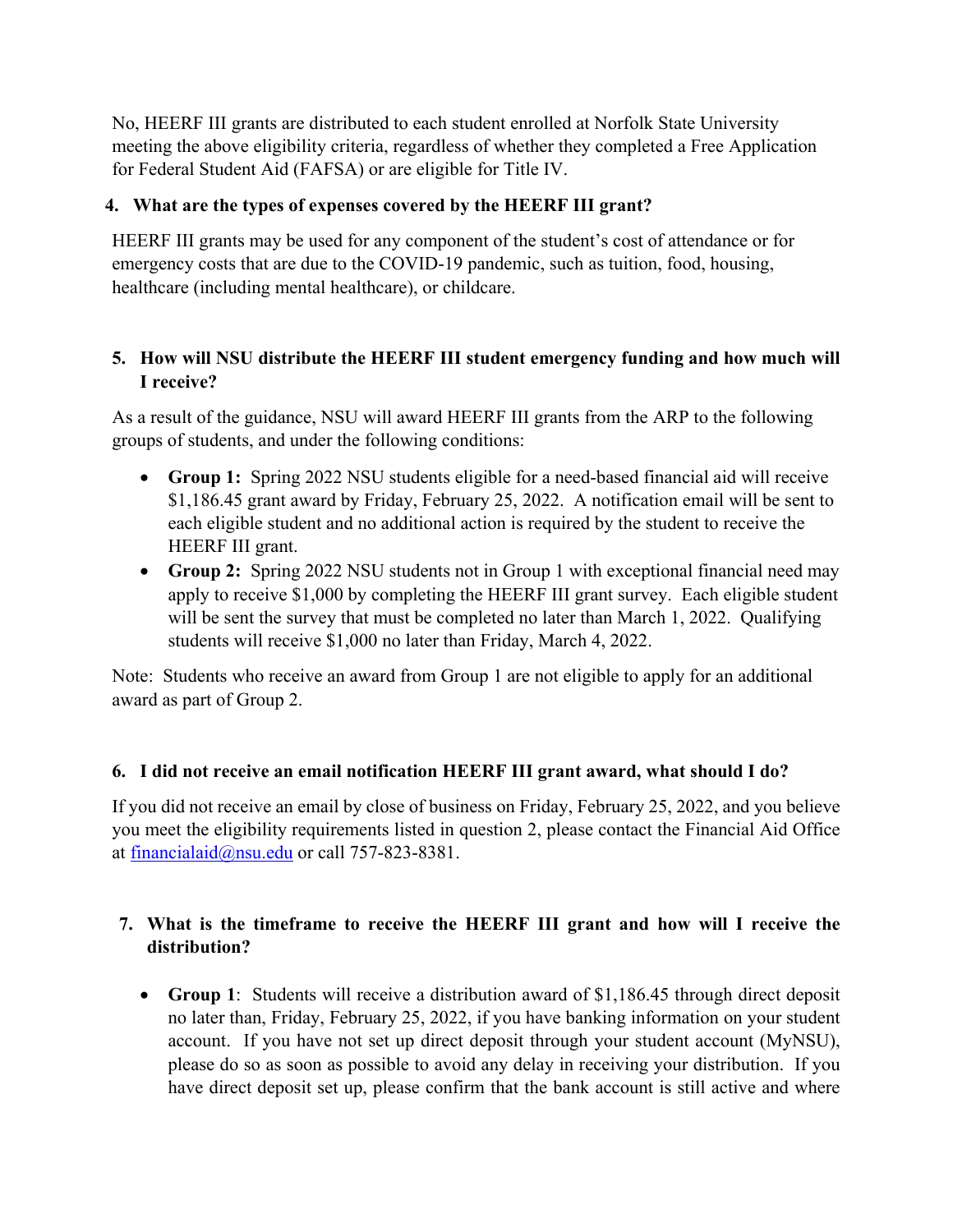No, HEERF III grants are distributed to each student enrolled at Norfolk State University meeting the above eligibility criteria, regardless of whether they completed a Free Application for Federal Student Aid (FAFSA) or are eligible for Title IV.

**4. What are the types of expenses covered by the HEERF III grant?**

HEERF III grants may be used for any component of the student's cost of attendance or for emergency costs that are due to the COVID-19 pandemic, such as tuition, food, housing, healthcare (including mental healthcare), or childcare.

**5. How will NSU distribute the HEERF III student emergency funding and how much will I receive?**

As a result of the guidance, NSU will award HEERF III grants from the ARP to the following groups of students, and under the following conditions:

- **Group 1:** Spring 2022 NSU students eligible for a need-based financial aid will receive $1,186.45 grant award by Friday, February 25, 2022. A notification email will be sent to each eligible student and no additional action is required by the student to receive the HEERF III grant.
- **Group 2:** Spring 2022 NSU students not in Group 1 with exceptional financial need may apply to receive $1,000 by completing the HEERF III grant survey. Each eligible student will be sent the survey that must be completed no later than March 1, 2022. Qualifying students will receive $1,000 no later than Friday, March 4, 2022.

Note: Students who receive an award from Group 1 are not eligible to apply for an additional award as part of Group 2.

**6. I did not receive an email notification HEERF III grant award, what should I do?**

If you did not receive an email by close of business on Friday, February 25, 2022, and you believe you meet the eligibility requirements listed in question 2, please contact the Financial Aid Office at financialaid@nsu.edu or call 757-823-8381.

**7. What is the timeframe to receive the HEERF III grant and how will I receive the distribution?**

- **Group 1**: Students will receive a distribution award of $1,186.45 through direct deposit no later than, Friday, February 25, 2022, if you have banking information on your student account. If you have not set up direct deposit through your student account (MyNSU), please do so as soon as possible to avoid any delay in receiving your distribution. If you have direct deposit set up, please confirm that the bank account is still active and where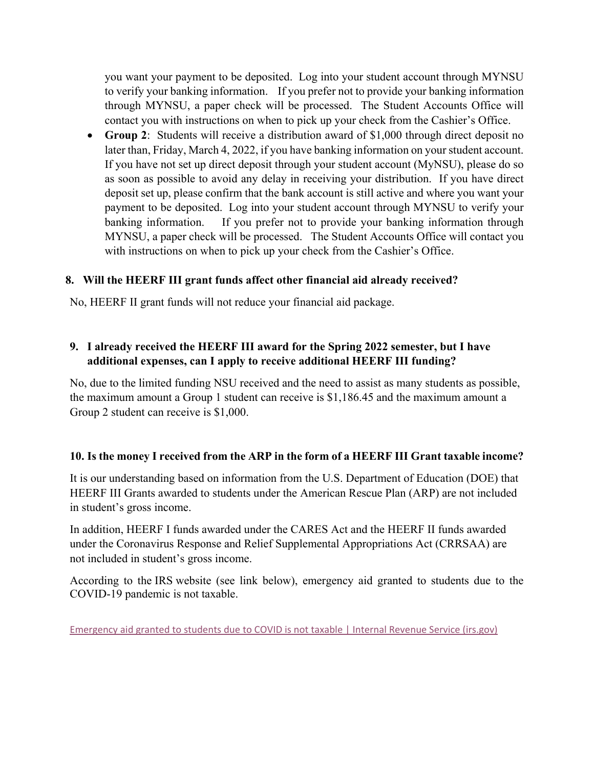you want your payment to be deposited. Log into your student account through MYNSU to verify your banking information. If you prefer not to provide your banking information through MYNSU, a paper check will be processed. The Student Accounts Office will contact you with instructions on when to pick up your check from the Cashier's Office.

- **Group 2**: Students will receive a distribution award of $1,000 through direct deposit no later than, Friday, March 4, 2022, if you have banking information on your student account. If you have not set up direct deposit through your student account (MyNSU), please do so as soon as possible to avoid any delay in receiving your distribution. If you have direct deposit set up, please confirm that the bank account is still active and where you want your payment to be deposited. Log into your student account through MYNSU to verify your banking information. If you prefer not to provide your banking information through MYNSU, a paper check will be processed. The Student Accounts Office will contact you with instructions on when to pick up your check from the Cashier's Office.

**8. Will the HEERF III grant funds affect other financial aid already received?**

No, HEERF II grant funds will not reduce your financial aid package.

**9. I already received the HEERF III award for the Spring 2022 semester, but I have additional expenses, can I apply to receive additional HEERF III funding?**

No, due to the limited funding NSU received and the need to assist as many students as possible, the maximum amount a Group 1 student can receive is $1,186.45 and the maximum amount a Group 2 student can receive is $1,000.

**10. Is the money I received from the ARP in the form of a HEERF III Grant taxable income?**

It is our understanding based on information from the U.S. Department of Education (DOE) that HEERF III Grants awarded to students under the American Rescue Plan (ARP) are not included in student's gross income.

In addition, HEERF I funds awarded under the CARES Act and the HEERF II funds awarded under the Coronavirus Response and Relief Supplemental Appropriations Act (CRRSAA) are not included in student's gross income.

According to the IRS website (see link below), emergency aid granted to students due to the COVID-19 pandemic is not taxable.

Emergency aid granted to students due to COVID is not taxable | Internal Revenue Service (irs.gov)